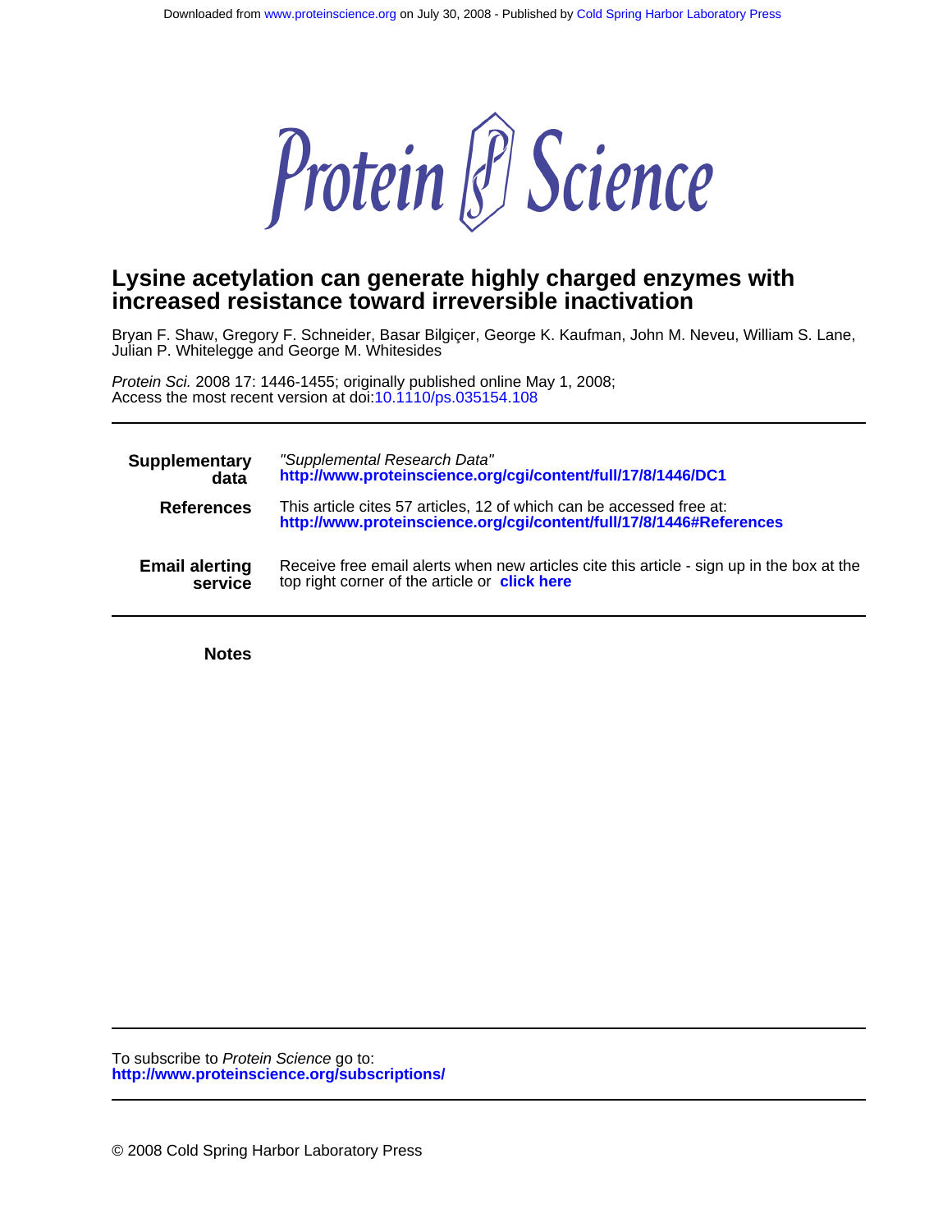Downloaded from www.proteinscience.org on July 30, 2008 - Published by Cold Spring Harbor Laboratory Press

# Protein Science

## Lysine acetylation can generate highly charged enzymes with increased resistance toward irreversible inactivation

Bryan F. Shaw, Gregory F. Schneider, Basar Bilgiçer, George K. Kaufman, John M. Neveu, William S. Lane, Julian P. Whitelegge and George M. Whitesides

*Protein Sci.* 2008 17: 1446-1455; originally published online May 1, 2008;
Access the most recent version at doi:10.1110/ps.035154.108

---

| | |
|---|---|
| **Supplementary data** | *"Supplemental Research Data"* **http://www.proteinscience.org/cgi/content/full/17/8/1446/DC1** |
| **References** | This article cites 57 articles, 12 of which can be accessed free at: **http://www.proteinscience.org/cgi/content/full/17/8/1446#References** |
| **Email alerting service** | Receive free email alerts when new articles cite this article - sign up in the box at the top right corner of the article or **click here** |

---

**Notes**

---

To subscribe to *Protein Science* go to:
**http://www.proteinscience.org/subscriptions/**

---

© 2008 Cold Spring Harbor Laboratory Press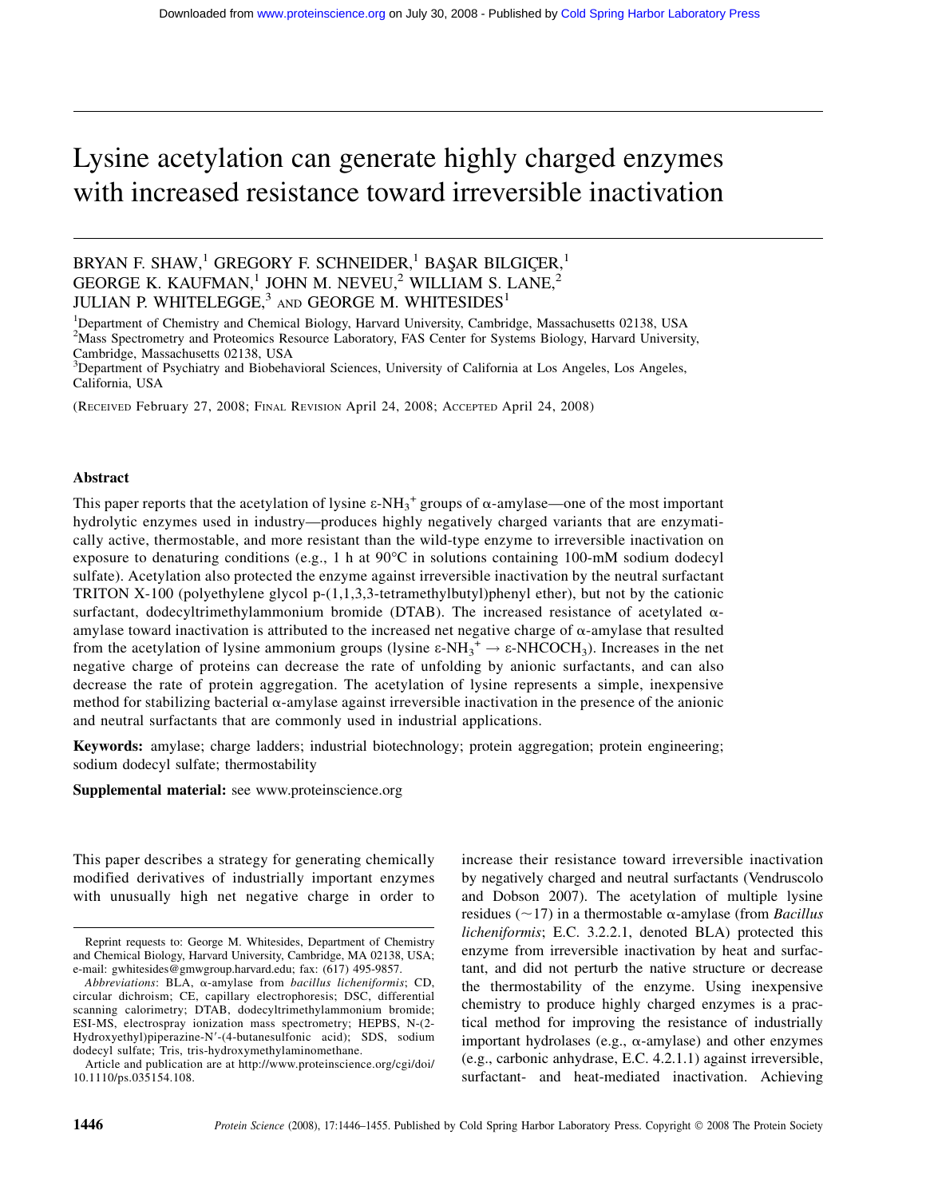# Lysine acetylation can generate highly charged enzymes with increased resistance toward irreversible inactivation

BRYAN F. SHAW,[1] GREGORY F. SCHNEIDER,[1] BAŞAR BILGIÇER,[1] GEORGE K. KAUFMAN,[1] JOHN M. NEVEU,[2] WILLIAM S. LANE,[2] JULIAN P. WHITELEGGE,[3] AND GEORGE M. WHITESIDES[1]

[1]Department of Chemistry and Chemical Biology, Harvard University, Cambridge, Massachusetts 02138, USA
[2]Mass Spectrometry and Proteomics Resource Laboratory, FAS Center for Systems Biology, Harvard University, Cambridge, Massachusetts 02138, USA
[3]Department of Psychiatry and Biobehavioral Sciences, University of California at Los Angeles, Los Angeles, California, USA

(RECEIVED February 27, 2008; FINAL REVISION April 24, 2008; ACCEPTED April 24, 2008)

## Abstract

This paper reports that the acetylation of lysine ε-$NH_3^+$ groups of α-amylase—one of the most important hydrolytic enzymes used in industry—produces highly negatively charged variants that are enzymatically active, thermostable, and more resistant than the wild-type enzyme to irreversible inactivation on exposure to denaturing conditions (e.g., 1 h at 90°C in solutions containing 100-mM sodium dodecyl sulfate). Acetylation also protected the enzyme against irreversible inactivation by the neutral surfactant TRITON X-100 (polyethylene glycol p-(1,1,3,3-tetramethylbutyl)phenyl ether), but not by the cationic surfactant, dodecyltrimethylammonium bromide (DTAB). The increased resistance of acetylated α-amylase toward inactivation is attributed to the increased net negative charge of α-amylase that resulted from the acetylation of lysine ammonium groups (lysine ε-$NH_3^+$ → ε-$NHCOCH_3$). Increases in the net negative charge of proteins can decrease the rate of unfolding by anionic surfactants, and can also decrease the rate of protein aggregation. The acetylation of lysine represents a simple, inexpensive method for stabilizing bacterial α-amylase against irreversible inactivation in the presence of the anionic and neutral surfactants that are commonly used in industrial applications.

**Keywords:** amylase; charge ladders; industrial biotechnology; protein aggregation; protein engineering; sodium dodecyl sulfate; thermostability

**Supplemental material:** see www.proteinscience.org

This paper describes a strategy for generating chemically modified derivatives of industrially important enzymes with unusually high net negative charge in order to increase their resistance toward irreversible inactivation by negatively charged and neutral surfactants (Vendruscolo and Dobson 2007). The acetylation of multiple lysine residues (~17) in a thermostable α-amylase (from *Bacillus licheniformis*; E.C. 3.2.2.1, denoted BLA) protected this enzyme from irreversible inactivation by heat and surfactant, and did not perturb the native structure or decrease the thermostability of the enzyme. Using inexpensive chemistry to produce highly charged enzymes is a practical method for improving the resistance of industrially important hydrolases (e.g., α-amylase) and other enzymes (e.g., carbonic anhydrase, E.C. 4.2.1.1) against irreversible, surfactant- and heat-mediated inactivation. Achieving

Reprint requests to: George M. Whitesides, Department of Chemistry and Chemical Biology, Harvard University, Cambridge, MA 02138, USA; e-mail: gwhitesides@gmwgroup.harvard.edu; fax: (617) 495-9857.

*Abbreviations*: BLA, α-amylase from *bacillus licheniformis*; CD, circular dichroism; CE, capillary electrophoresis; DSC, differential scanning calorimetry; DTAB, dodecyltrimethylammonium bromide; ESI-MS, electrospray ionization mass spectrometry; HEPBS, N-(2-Hydroxyethyl)piperazine-N′-(4-butanesulfonic acid); SDS, sodium dodecyl sulfate; Tris, tris-hydroxymethylaminomethane.

Article and publication are at http://www.proteinscience.org/cgi/doi/10.1110/ps.035154.108.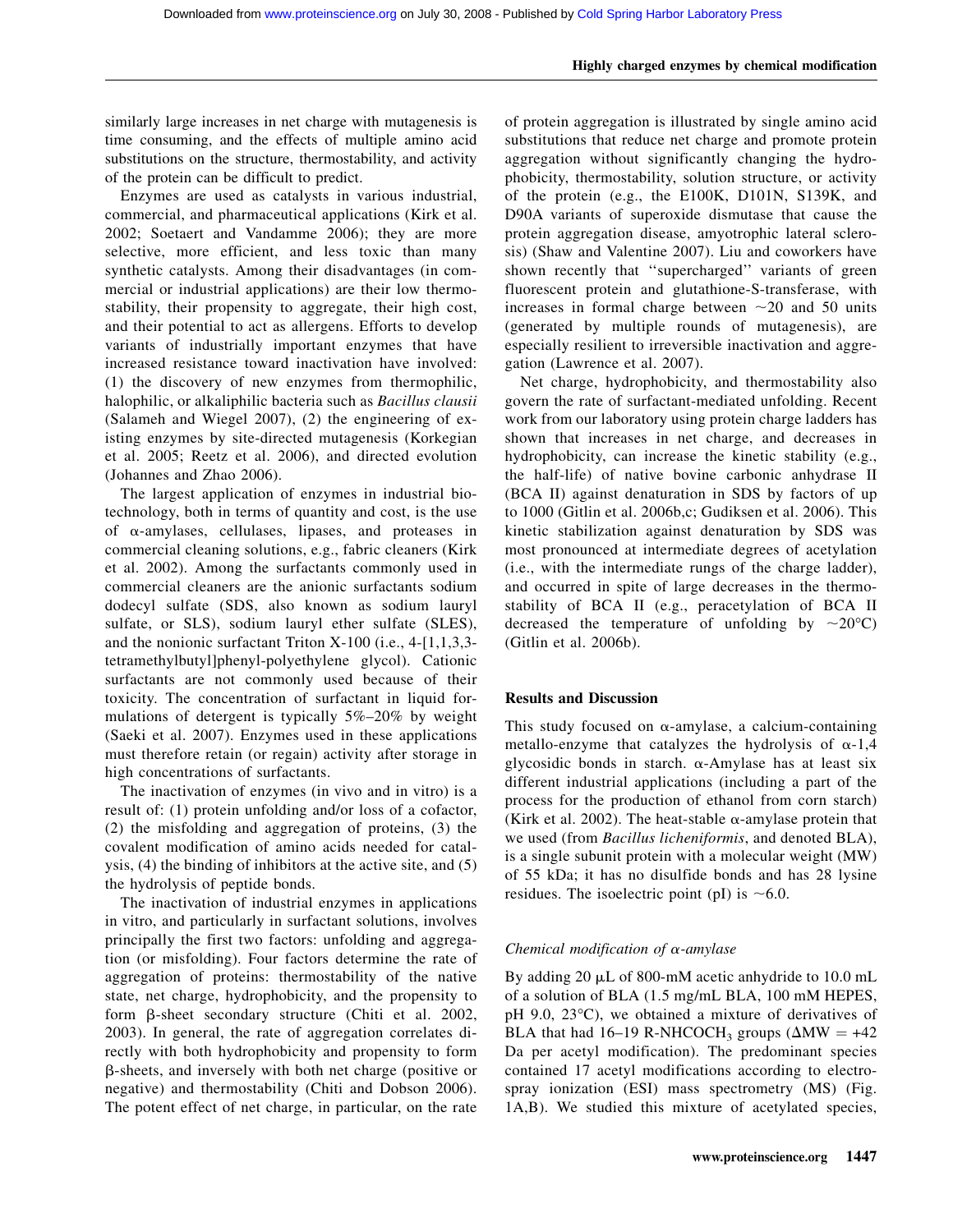similarly large increases in net charge with mutagenesis is time consuming, and the effects of multiple amino acid substitutions on the structure, thermostability, and activity of the protein can be difficult to predict.

Enzymes are used as catalysts in various industrial, commercial, and pharmaceutical applications (Kirk et al. 2002; Soetaert and Vandamme 2006); they are more selective, more efficient, and less toxic than many synthetic catalysts. Among their disadvantages (in commercial or industrial applications) are their low thermostability, their propensity to aggregate, their high cost, and their potential to act as allergens. Efforts to develop variants of industrially important enzymes that have increased resistance toward inactivation have involved: (1) the discovery of new enzymes from thermophilic, halophilic, or alkaliphilic bacteria such as *Bacillus clausii* (Salameh and Wiegel 2007), (2) the engineering of existing enzymes by site-directed mutagenesis (Korkegian et al. 2005; Reetz et al. 2006), and directed evolution (Johannes and Zhao 2006).

The largest application of enzymes in industrial biotechnology, both in terms of quantity and cost, is the use of α-amylases, cellulases, lipases, and proteases in commercial cleaning solutions, e.g., fabric cleaners (Kirk et al. 2002). Among the surfactants commonly used in commercial cleaners are the anionic surfactants sodium dodecyl sulfate (SDS, also known as sodium lauryl sulfate, or SLS), sodium lauryl ether sulfate (SLES), and the nonionic surfactant Triton X-100 (i.e., 4-[1,1,3,3-tetramethylbutyl]phenyl-polyethylene glycol). Cationic surfactants are not commonly used because of their toxicity. The concentration of surfactant in liquid formulations of detergent is typically 5%–20% by weight (Saeki et al. 2007). Enzymes used in these applications must therefore retain (or regain) activity after storage in high concentrations of surfactants.

The inactivation of enzymes (in vivo and in vitro) is a result of: (1) protein unfolding and/or loss of a cofactor, (2) the misfolding and aggregation of proteins, (3) the covalent modification of amino acids needed for catalysis, (4) the binding of inhibitors at the active site, and (5) the hydrolysis of peptide bonds.

The inactivation of industrial enzymes in applications in vitro, and particularly in surfactant solutions, involves principally the first two factors: unfolding and aggregation (or misfolding). Four factors determine the rate of aggregation of proteins: thermostability of the native state, net charge, hydrophobicity, and the propensity to form β-sheet secondary structure (Chiti et al. 2002, 2003). In general, the rate of aggregation correlates directly with both hydrophobicity and propensity to form β-sheets, and inversely with both net charge (positive or negative) and thermostability (Chiti and Dobson 2006). The potent effect of net charge, in particular, on the rate of protein aggregation is illustrated by single amino acid substitutions that reduce net charge and promote protein aggregation without significantly changing the hydrophobicity, thermostability, solution structure, or activity of the protein (e.g., the E100K, D101N, S139K, and D90A variants of superoxide dismutase that cause the protein aggregation disease, amyotrophic lateral sclerosis) (Shaw and Valentine 2007). Liu and coworkers have shown recently that ''supercharged'' variants of green fluorescent protein and glutathione-S-transferase, with increases in formal charge between ~20 and 50 units (generated by multiple rounds of mutagenesis), are especially resilient to irreversible inactivation and aggregation (Lawrence et al. 2007).

Net charge, hydrophobicity, and thermostability also govern the rate of surfactant-mediated unfolding. Recent work from our laboratory using protein charge ladders has shown that increases in net charge, and decreases in hydrophobicity, can increase the kinetic stability (e.g., the half-life) of native bovine carbonic anhydrase II (BCA II) against denaturation in SDS by factors of up to 1000 (Gitlin et al. 2006b,c; Gudiksen et al. 2006). This kinetic stabilization against denaturation by SDS was most pronounced at intermediate degrees of acetylation (i.e., with the intermediate rungs of the charge ladder), and occurred in spite of large decreases in the thermostability of BCA II (e.g., peracetylation of BCA II decreased the temperature of unfolding by ~20°C) (Gitlin et al. 2006b).

## Results and Discussion

This study focused on α-amylase, a calcium-containing metallo-enzyme that catalyzes the hydrolysis of α-1,4 glycosidic bonds in starch. α-Amylase has at least six different industrial applications (including a part of the process for the production of ethanol from corn starch) (Kirk et al. 2002). The heat-stable α-amylase protein that we used (from *Bacillus licheniformis*, and denoted BLA), is a single subunit protein with a molecular weight (MW) of 55 kDa; it has no disulfide bonds and has 28 lysine residues. The isoelectric point (pI) is ~6.0.

### *Chemical modification of α-amylase*

By adding 20 μL of 800-mM acetic anhydride to 10.0 mL of a solution of BLA (1.5 mg/mL BLA, 100 mM HEPES, pH 9.0, 23°C), we obtained a mixture of derivatives of BLA that had 16–19 R-$NHCOCH_3$ groups ($\Delta MW = +42$ Da per acetyl modification). The predominant species contained 17 acetyl modifications according to electrospray ionization (ESI) mass spectrometry (MS) (Fig. 1A,B). We studied this mixture of acetylated species,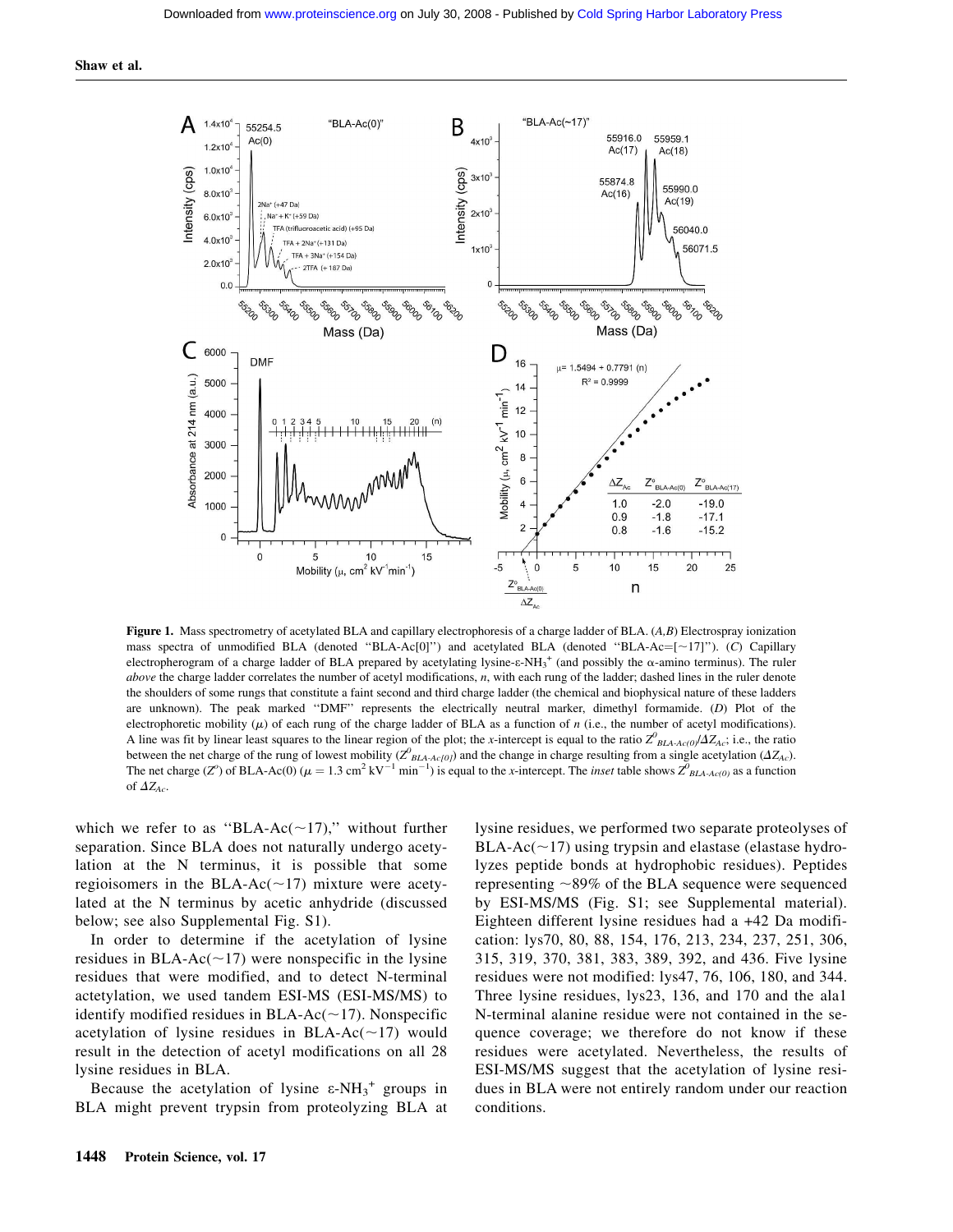**Figure 1.** Mass spectrometry of acetylated BLA and capillary electrophoresis of a charge ladder of BLA. (*A*,*B*) Electrospray ionization mass spectra of unmodified BLA (denoted "BLA-Ac[0]") and acetylated BLA (denoted "BLA-Ac=[~17]"). (*C*) Capillary electropherogram of a charge ladder of BLA prepared by acetylating lysine-ε-$NH_3^+$ (and possibly the α-amino terminus). The ruler *above* the charge ladder correlates the number of acetyl modifications, *n*, with each rung of the ladder; dashed lines in the ruler denote the shoulders of some rungs that constitute a faint second and third charge ladder (the chemical and biophysical nature of these ladders are unknown). The peak marked "DMF" represents the electrically neutral marker, dimethyl formamide. (*D*) Plot of the electrophoretic mobility (μ) of each rung of the charge ladder of BLA as a function of *n* (i.e., the number of acetyl modifications). A line was fit by linear least squares to the linear region of the plot; the *x*-intercept is equal to the ratio $Z^0_{BLA\text{-}Ac(0)}/\Delta Z_{Ac}$; i.e., the ratio between the net charge of the rung of lowest mobility ($Z^0_{BLA\text{-}Ac[0]}$) and the change in charge resulting from a single acetylation ($\Delta Z_{Ac}$). The net charge ($Z^o$) of BLA-Ac(0) ($\mu = 1.3$ cm$^2$ kV$^{-1}$ min$^{-1}$) is equal to the *x*-intercept. The *inset* table shows $Z^0_{BLA\text{-}Ac(0)}$ as a function of $\Delta Z_{Ac}$.

which we refer to as "BLA-Ac(~17)," without further separation. Since BLA does not naturally undergo acetylation at the N terminus, it is possible that some regioisomers in the BLA-Ac(~17) mixture were acetylated at the N terminus by acetic anhydride (discussed below; see also Supplemental Fig. S1).

In order to determine if the acetylation of lysine residues in BLA-Ac(~17) were nonspecific in the lysine residues that were modified, and to detect N-terminal actetylation, we used tandem ESI-MS (ESI-MS/MS) to identify modified residues in BLA-Ac(~17). Nonspecific acetylation of lysine residues in BLA-Ac(~17) would result in the detection of acetyl modifications on all 28 lysine residues in BLA.

Because the acetylation of lysine ε-$NH_3^+$ groups in BLA might prevent trypsin from proteolyzing BLA at lysine residues, we performed two separate proteolyses of BLA-Ac(~17) using trypsin and elastase (elastase hydrolyzes peptide bonds at hydrophobic residues). Peptides representing ~89% of the BLA sequence were sequenced by ESI-MS/MS (Fig. S1; see Supplemental material). Eighteen different lysine residues had a +42 Da modification: lys70, 80, 88, 154, 176, 213, 234, 237, 251, 306, 315, 319, 370, 381, 383, 389, 392, and 436. Five lysine residues were not modified: lys47, 76, 106, 180, and 344. Three lysine residues, lys23, 136, and 170 and the ala1 N-terminal alanine residue were not contained in the sequence coverage; we therefore do not know if these residues were acetylated. Nevertheless, the results of ESI-MS/MS suggest that the acetylation of lysine residues in BLA were not entirely random under our reaction conditions.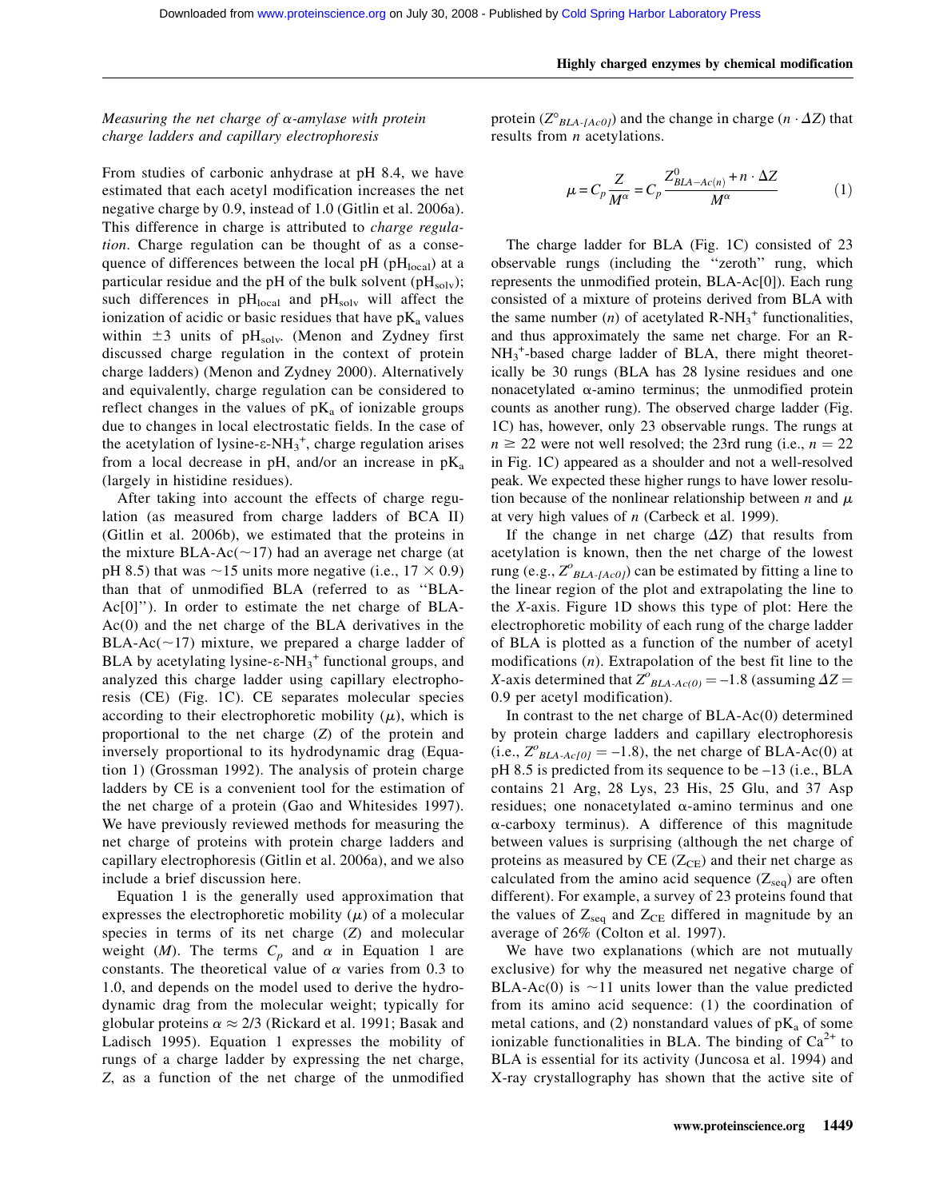*Measuring the net charge of α-amylase with protein charge ladders and capillary electrophoresis*

From studies of carbonic anhydrase at pH 8.4, we have estimated that each acetyl modification increases the net negative charge by 0.9, instead of 1.0 (Gitlin et al. 2006a). This difference in charge is attributed to *charge regulation*. Charge regulation can be thought of as a consequence of differences between the local pH ($pH_{local}$) at a particular residue and the pH of the bulk solvent ($pH_{solv}$); such differences in $pH_{local}$ and $pH_{solv}$ will affect the ionization of acidic or basic residues that have $pK_a$ values within ±3 units of $pH_{solv}$. (Menon and Zydney first discussed charge regulation in the context of protein charge ladders) (Menon and Zydney 2000). Alternatively and equivalently, charge regulation can be considered to reflect changes in the values of $pK_a$ of ionizable groups due to changes in local electrostatic fields. In the case of the acetylation of lysine-ε-$NH_3^+$, charge regulation arises from a local decrease in pH, and/or an increase in $pK_a$ (largely in histidine residues).

After taking into account the effects of charge regulation (as measured from charge ladders of BCA II) (Gitlin et al. 2006b), we estimated that the proteins in the mixture BLA-Ac(~17) had an average net charge (at pH 8.5) that was ~15 units more negative (i.e., 17 × 0.9) than that of unmodified BLA (referred to as "BLA-Ac[0]"). In order to estimate the net charge of BLA-Ac(0) and the net charge of the BLA derivatives in the BLA-Ac(~17) mixture, we prepared a charge ladder of BLA by acetylating lysine-ε-$NH_3^+$ functional groups, and analyzed this charge ladder using capillary electrophoresis (CE) (Fig. 1C). CE separates molecular species according to their electrophoretic mobility ($\mu$), which is proportional to the net charge ($Z$) of the protein and inversely proportional to its hydrodynamic drag (Equation 1) (Grossman 1992). The analysis of protein charge ladders by CE is a convenient tool for the estimation of the net charge of a protein (Gao and Whitesides 1997). We have previously reviewed methods for measuring the net charge of proteins with protein charge ladders and capillary electrophoresis (Gitlin et al. 2006a), and we also include a brief discussion here.

Equation 1 is the generally used approximation that expresses the electrophoretic mobility ($\mu$) of a molecular species in terms of its net charge ($Z$) and molecular weight ($M$). The terms $C_p$ and $\alpha$ in Equation 1 are constants. The theoretical value of $\alpha$ varies from 0.3 to 1.0, and depends on the model used to derive the hydrodynamic drag from the molecular weight; typically for globular proteins $\alpha \approx 2/3$ (Rickard et al. 1991; Basak and Ladisch 1995). Equation 1 expresses the mobility of rungs of a charge ladder by expressing the net charge, $Z$, as a function of the net charge of the unmodified protein ($Z^{\circ}_{BLA\text{-}[Ac0]}$) and the change in charge ($n \cdot \Delta Z$) that results from $n$ acetylations.

$$\mu = C_p \frac{Z}{M^{\alpha}} = C_p \frac{Z^{0}_{BLA-Ac(n)} + n \cdot \Delta Z}{M^{\alpha}} \tag{1}$$

The charge ladder for BLA (Fig. 1C) consisted of 23 observable rungs (including the "zeroth" rung, which represents the unmodified protein, BLA-Ac[0]). Each rung consisted of a mixture of proteins derived from BLA with the same number ($n$) of acetylated R-$NH_3^+$ functionalities, and thus approximately the same net charge. For an R-$NH_3^+$-based charge ladder of BLA, there might theoretically be 30 rungs (BLA has 28 lysine residues and one nonacetylated α-amino terminus; the unmodified protein counts as another rung). The observed charge ladder (Fig. 1C) has, however, only 23 observable rungs. The rungs at $n \geq 22$ were not well resolved; the 23rd rung (i.e., $n = 22$ in Fig. 1C) appeared as a shoulder and not a well-resolved peak. We expected these higher rungs to have lower resolution because of the nonlinear relationship between $n$ and $\mu$ at very high values of $n$ (Carbeck et al. 1999).

If the change in net charge ($\Delta Z$) that results from acetylation is known, then the net charge of the lowest rung (e.g., $Z^{o}_{BLA\text{-}[Ac0]}$) can be estimated by fitting a line to the linear region of the plot and extrapolating the line to the $X$-axis. Figure 1D shows this type of plot: Here the electrophoretic mobility of each rung of the charge ladder of BLA is plotted as a function of the number of acetyl modifications ($n$). Extrapolation of the best fit line to the $X$-axis determined that $Z^{o}_{BLA\text{-}Ac(0)} = -1.8$ (assuming $\Delta Z =$ 0.9 per acetyl modification).

In contrast to the net charge of BLA-Ac(0) determined by protein charge ladders and capillary electrophoresis (i.e., $Z^{o}_{BLA\text{-}Ac[0]} = -1.8$), the net charge of BLA-Ac(0) at pH 8.5 is predicted from its sequence to be –13 (i.e., BLA contains 21 Arg, 28 Lys, 23 His, 25 Glu, and 37 Asp residues; one nonacetylated α-amino terminus and one α-carboxy terminus). A difference of this magnitude between values is surprising (although the net charge of proteins as measured by CE ($Z_{CE}$) and their net charge as calculated from the amino acid sequence ($Z_{seq}$) are often different). For example, a survey of 23 proteins found that the values of $Z_{seq}$ and $Z_{CE}$ differed in magnitude by an average of 26% (Colton et al. 1997).

We have two explanations (which are not mutually exclusive) for why the measured net negative charge of BLA-Ac(0) is ~11 units lower than the value predicted from its amino acid sequence: (1) the coordination of metal cations, and (2) nonstandard values of $pK_a$ of some ionizable functionalities in BLA. The binding of $Ca^{2+}$ to BLA is essential for its activity (Juncosa et al. 1994) and X-ray crystallography has shown that the active site of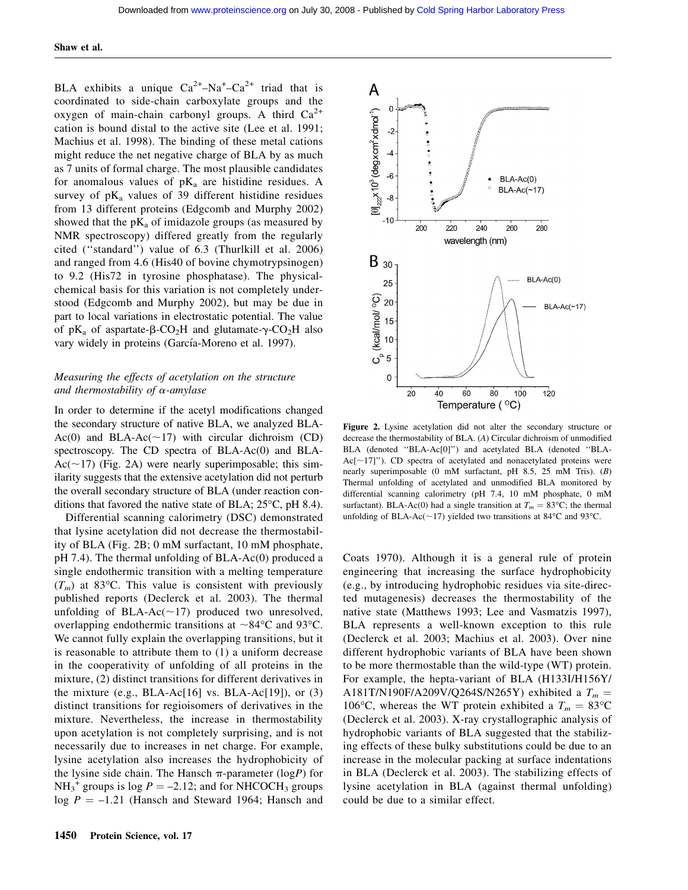BLA exhibits a unique $Ca^{2+}$–$Na^{+}$–$Ca^{2+}$ triad that is coordinated to side-chain carboxylate groups and the oxygen of main-chain carbonyl groups. A third $Ca^{2+}$ cation is bound distal to the active site (Lee et al. 1991; Machius et al. 1998). The binding of these metal cations might reduce the net negative charge of BLA by as much as 7 units of formal charge. The most plausible candidates for anomalous values of $pK_a$ are histidine residues. A survey of $pK_a$ values of 39 different histidine residues from 13 different proteins (Edgcomb and Murphy 2002) showed that the $pK_a$ of imidazole groups (as measured by NMR spectroscopy) differed greatly from the regularly cited ("standard") value of 6.3 (Thurlkill et al. 2006) and ranged from 4.6 (His40 of bovine chymotrypsinogen) to 9.2 (His72 in tyrosine phosphatase). The physical-chemical basis for this variation is not completely understood (Edgcomb and Murphy 2002), but may be due in part to local variations in electrostatic potential. The value of $pK_a$ of aspartate-β-$CO_2H$ and glutamate-γ-$CO_2H$ also vary widely in proteins (García-Moreno et al. 1997).

### *Measuring the effects of acetylation on the structure and thermostability of α-amylase*

In order to determine if the acetyl modifications changed the secondary structure of native BLA, we analyzed BLA-Ac(0) and BLA-Ac(~17) with circular dichroism (CD) spectroscopy. The CD spectra of BLA-Ac(0) and BLA-Ac(~17) (Fig. 2A) were nearly superimposable; this similarity suggests that the extensive acetylation did not perturb the overall secondary structure of BLA (under reaction conditions that favored the native state of BLA; 25°C, pH 8.4).

Differential scanning calorimetry (DSC) demonstrated that lysine acetylation did not decrease the thermostability of BLA (Fig. 2B; 0 mM surfactant, 10 mM phosphate, pH 7.4). The thermal unfolding of BLA-Ac(0) produced a single endothermic transition with a melting temperature ($T_m$) at 83°C. This value is consistent with previously published reports (Declerck et al. 2003). The thermal unfolding of BLA-Ac(~17) produced two unresolved, overlapping endothermic transitions at ~84°C and 93°C. We cannot fully explain the overlapping transitions, but it is reasonable to attribute them to (1) a uniform decrease in the cooperativity of unfolding of all proteins in the mixture, (2) distinct transitions for different derivatives in the mixture (e.g., BLA-Ac[16] vs. BLA-Ac[19]), or (3) distinct transitions for regioisomers of derivatives in the mixture. Nevertheless, the increase in thermostability upon acetylation is not completely surprising, and is not necessarily due to increases in net charge. For example, lysine acetylation also increases the hydrophobicity of the lysine side chain. The Hansch π-parameter (log*P*) for $NH_3^+$ groups is log $P = -2.12$; and for $NHCOCH_3$ groups log $P = -1.21$ (Hansch and Steward 1964; Hansch and Coats 1970). Although it is a general rule of protein engineering that increasing the surface hydrophobicity (e.g., by introducing hydrophobic residues via site-directed mutagenesis) decreases the thermostability of the native state (Matthews 1993; Lee and Vasmatzis 1997), BLA represents a well-known exception to this rule (Declerck et al. 2003; Machius et al. 2003). Over nine different hydrophobic variants of BLA have been shown to be more thermostable than the wild-type (WT) protein. For example, the hepta-variant of BLA (H133I/H156Y/A181T/N190F/A209V/Q264S/N265Y) exhibited a $T_m$ = 106°C, whereas the WT protein exhibited a $T_m$ = 83°C (Declerck et al. 2003). X-ray crystallographic analysis of hydrophobic variants of BLA suggested that the stabilizing effects of these bulky substitutions could be due to an increase in the molecular packing at surface indentations in BLA (Declerck et al. 2003). The stabilizing effects of lysine acetylation in BLA (against thermal unfolding) could be due to a similar effect.

**Figure 2.** Lysine acetylation did not alter the secondary structure or decrease the thermostability of BLA. (*A*) Circular dichroism of unmodified BLA (denoted "BLA-Ac[0]") and acetylated BLA (denoted "BLA-Ac[~17]"). CD spectra of acetylated and nonacetylated proteins were nearly superimposable (0 mM surfactant, pH 8.5, 25 mM Tris). (*B*) Thermal unfolding of acetylated and unmodified BLA monitored by differential scanning calorimetry (pH 7.4, 10 mM phosphate, 0 mM surfactant). BLA-Ac(0) had a single transition at $T_m$ = 83°C; the thermal unfolding of BLA-Ac(~17) yielded two transitions at 84°C and 93°C.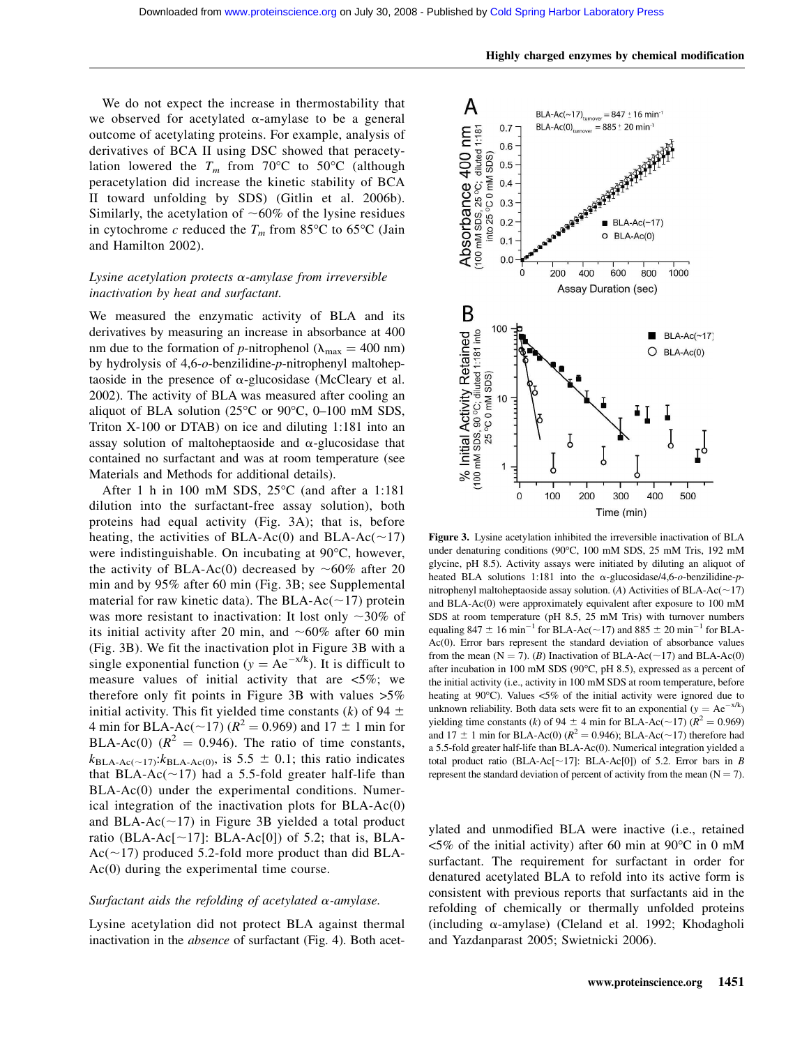We do not expect the increase in thermostability that we observed for acetylated α-amylase to be a general outcome of acetylating proteins. For example, analysis of derivatives of BCA II using DSC showed that peracetylation lowered the $T_m$ from 70°C to 50°C (although peracetylation did increase the kinetic stability of BCA II toward unfolding by SDS) (Gitlin et al. 2006b). Similarly, the acetylation of ~60% of the lysine residues in cytochrome *c* reduced the $T_m$ from 85°C to 65°C (Jain and Hamilton 2002).

### *Lysine acetylation protects α-amylase from irreversible inactivation by heat and surfactant.*

We measured the enzymatic activity of BLA and its derivatives by measuring an increase in absorbance at 400 nm due to the formation of *p*-nitrophenol ($\lambda_{max}$ = 400 nm) by hydrolysis of 4,6-*o*-benzilidine-*p*-nitrophenyl maltoheptaoside in the presence of α-glucosidase (McCleary et al. 2002). The activity of BLA was measured after cooling an aliquot of BLA solution (25°C or 90°C, 0–100 mM SDS, Triton X-100 or DTAB) on ice and diluting 1:181 into an assay solution of maltoheptaoside and α-glucosidase that contained no surfactant and was at room temperature (see Materials and Methods for additional details).

After 1 h in 100 mM SDS, 25°C (and after a 1:181 dilution into the surfactant-free assay solution), both proteins had equal activity (Fig. 3A); that is, before heating, the activities of BLA-Ac(0) and BLA-Ac(~17) were indistinguishable. On incubating at 90°C, however, the activity of BLA-Ac(0) decreased by ~60% after 20 min and by 95% after 60 min (Fig. 3B; see Supplemental material for raw kinetic data). The BLA-Ac(~17) protein was more resistant to inactivation: It lost only ~30% of its initial activity after 20 min, and ~60% after 60 min (Fig. 3B). We fit the inactivation plot in Figure 3B with a single exponential function ($y = Ae^{-x/k}$). It is difficult to measure values of initial activity that are <5%; we therefore only fit points in Figure 3B with values >5% initial activity. This fit yielded time constants ($k$) of 94 ± 4 min for BLA-Ac(~17) ($R^2$ = 0.969) and 17 ± 1 min for BLA-Ac(0) ($R^2$ = 0.946). The ratio of time constants, $k_{BLA\text{-}Ac(\sim17)}$:$k_{BLA\text{-}Ac(0)}$, is 5.5 ± 0.1; this ratio indicates that BLA-Ac(~17) had a 5.5-fold greater half-life than BLA-Ac(0) under the experimental conditions. Numerical integration of the inactivation plots for BLA-Ac(0) and BLA-Ac(~17) in Figure 3B yielded a total product ratio (BLA-Ac[~17]: BLA-Ac[0]) of 5.2; that is, BLA-Ac(~17) produced 5.2-fold more product than did BLA-Ac(0) during the experimental time course.

### *Surfactant aids the refolding of acetylated α-amylase.*

Lysine acetylation did not protect BLA against thermal inactivation in the *absence* of surfactant (Fig. 4). Both acetylated and unmodified BLA were inactive (i.e., retained <5% of the initial activity) after 60 min at 90°C in 0 mM surfactant. The requirement for surfactant in order for denatured acetylated BLA to refold into its active form is consistent with previous reports that surfactants aid in the refolding of chemically or thermally unfolded proteins (including α-amylase) (Cleland et al. 1992; Khodagholi and Yazdanparast 2005; Swietnicki 2006).

**Figure 3.** Lysine acetylation inhibited the irreversible inactivation of BLA under denaturing conditions (90°C, 100 mM SDS, 25 mM Tris, 192 mM glycine, pH 8.5). Activity assays were initiated by diluting an aliquot of heated BLA solutions 1:181 into the α-glucosidase/4,6-*o*-benzilidine-*p*-nitrophenyl maltoheptaoside assay solution. (*A*) Activities of BLA-Ac(~17) and BLA-Ac(0) were approximately equivalent after exposure to 100 mM SDS at room temperature (pH 8.5, 25 mM Tris) with turnover numbers equaling 847 ± 16 $min^{-1}$ for BLA-Ac(~17) and 885 ± 20 $min^{-1}$ for BLA-Ac(0). Error bars represent the standard deviation of absorbance values from the mean (N = 7). (*B*) Inactivation of BLA-Ac(~17) and BLA-Ac(0) after incubation in 100 mM SDS (90°C, pH 8.5), expressed as a percent of the initial activity (i.e., activity in 100 mM SDS at room temperature, before heating at 90°C). Values <5% of the initial activity were ignored due to unknown reliability. Both data sets were fit to an exponential ($y = Ae^{-x/k}$) yielding time constants ($k$) of 94 ± 4 min for BLA-Ac(~17) ($R^2$ = 0.969) and 17 ± 1 min for BLA-Ac(0) ($R^2$ = 0.946); BLA-Ac(~17) therefore had a 5.5-fold greater half-life than BLA-Ac(0). Numerical integration yielded a total product ratio (BLA-Ac[~17]: BLA-Ac[0]) of 5.2. Error bars in *B* represent the standard deviation of percent of activity from the mean (N = 7).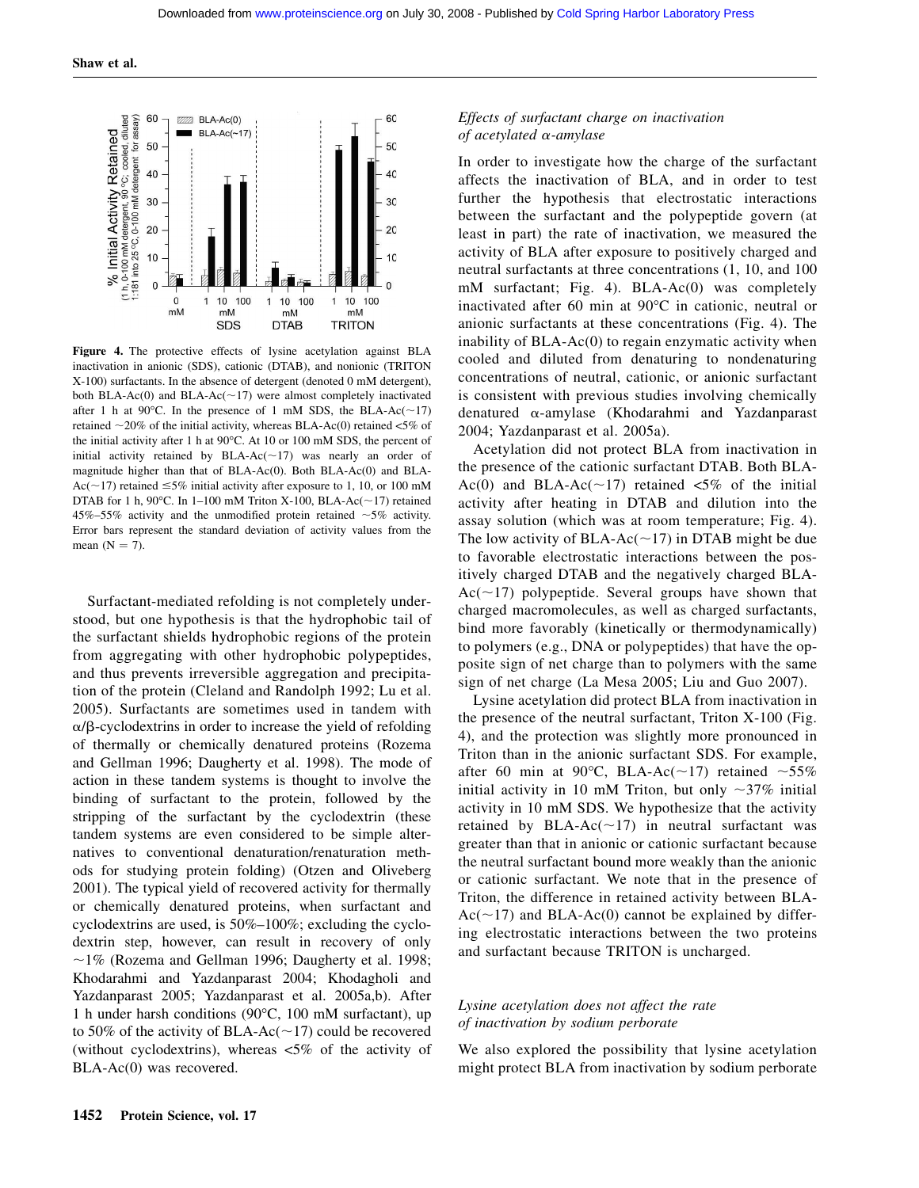**Figure 4.** The protective effects of lysine acetylation against BLA inactivation in anionic (SDS), cationic (DTAB), and nonionic (TRITON X-100) surfactants. In the absence of detergent (denoted 0 mM detergent), both BLA-Ac(0) and BLA-Ac(~17) were almost completely inactivated after 1 h at 90°C. In the presence of 1 mM SDS, the BLA-Ac(~17) retained ~20% of the initial activity, whereas BLA-Ac(0) retained <5% of the initial activity after 1 h at 90°C. At 10 or 100 mM SDS, the percent of initial activity retained by BLA-Ac(~17) was nearly an order of magnitude higher than that of BLA-Ac(0). Both BLA-Ac(0) and BLA-Ac(~17) retained ≤5% initial activity after exposure to 1, 10, or 100 mM DTAB for 1 h, 90°C. In 1–100 mM Triton X-100, BLA-Ac(~17) retained 45%–55% activity and the unmodified protein retained ~5% activity. Error bars represent the standard deviation of activity values from the mean (N = 7).

Surfactant-mediated refolding is not completely understood, but one hypothesis is that the hydrophobic tail of the surfactant shields hydrophobic regions of the protein from aggregating with other hydrophobic polypeptides, and thus prevents irreversible aggregation and precipitation of the protein (Cleland and Randolph 1992; Lu et al. 2005). Surfactants are sometimes used in tandem with α/β-cyclodextrins in order to increase the yield of refolding of thermally or chemically denatured proteins (Rozema and Gellman 1996; Daugherty et al. 1998). The mode of action in these tandem systems is thought to involve the binding of surfactant to the protein, followed by the stripping of the surfactant by the cyclodextrin (these tandem systems are even considered to be simple alternatives to conventional denaturation/renaturation methods for studying protein folding) (Otzen and Oliveberg 2001). The typical yield of recovered activity for thermally or chemically denatured proteins, when surfactant and cyclodextrins are used, is 50%–100%; excluding the cyclodextrin step, however, can result in recovery of only ~1% (Rozema and Gellman 1996; Daugherty et al. 1998; Khodarahmi and Yazdanparast 2004; Khodagholi and Yazdanparast 2005; Yazdanparast et al. 2005a,b). After 1 h under harsh conditions (90°C, 100 mM surfactant), up to 50% of the activity of BLA-Ac(~17) could be recovered (without cyclodextrins), whereas <5% of the activity of BLA-Ac(0) was recovered.

### *Effects of surfactant charge on inactivation of acetylated α-amylase*

In order to investigate how the charge of the surfactant affects the inactivation of BLA, and in order to test further the hypothesis that electrostatic interactions between the surfactant and the polypeptide govern (at least in part) the rate of inactivation, we measured the activity of BLA after exposure to positively charged and neutral surfactants at three concentrations (1, 10, and 100 mM surfactant; Fig. 4). BLA-Ac(0) was completely inactivated after 60 min at 90°C in cationic, neutral or anionic surfactants at these concentrations (Fig. 4). The inability of BLA-Ac(0) to regain enzymatic activity when cooled and diluted from denaturing to nondenaturing concentrations of neutral, cationic, or anionic surfactant is consistent with previous studies involving chemically denatured α-amylase (Khodarahmi and Yazdanparast 2004; Yazdanparast et al. 2005a).

Acetylation did not protect BLA from inactivation in the presence of the cationic surfactant DTAB. Both BLA-Ac(0) and BLA-Ac(~17) retained <5% of the initial activity after heating in DTAB and dilution into the assay solution (which was at room temperature; Fig. 4). The low activity of BLA-Ac(~17) in DTAB might be due to favorable electrostatic interactions between the positively charged DTAB and the negatively charged BLA-Ac(~17) polypeptide. Several groups have shown that charged macromolecules, as well as charged surfactants, bind more favorably (kinetically or thermodynamically) to polymers (e.g., DNA or polypeptides) that have the opposite sign of net charge than to polymers with the same sign of net charge (La Mesa 2005; Liu and Guo 2007).

Lysine acetylation did protect BLA from inactivation in the presence of the neutral surfactant, Triton X-100 (Fig. 4), and the protection was slightly more pronounced in Triton than in the anionic surfactant SDS. For example, after 60 min at 90°C, BLA-Ac(~17) retained ~55% initial activity in 10 mM Triton, but only ~37% initial activity in 10 mM SDS. We hypothesize that the activity retained by BLA-Ac(~17) in neutral surfactant was greater than that in anionic or cationic surfactant because the neutral surfactant bound more weakly than the anionic or cationic surfactant. We note that in the presence of Triton, the difference in retained activity between BLA-Ac(~17) and BLA-Ac(0) cannot be explained by differing electrostatic interactions between the two proteins and surfactant because TRITON is uncharged.

### *Lysine acetylation does not affect the rate of inactivation by sodium perborate*

We also explored the possibility that lysine acetylation might protect BLA from inactivation by sodium perborate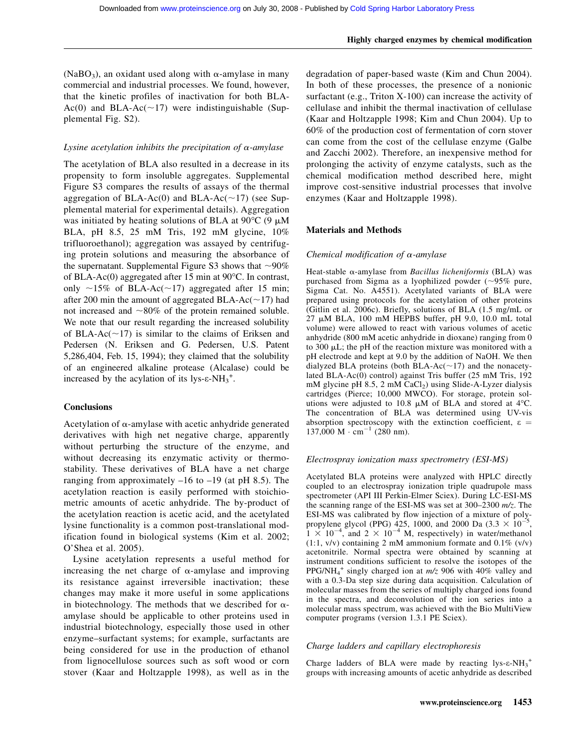($NaBO_3$), an oxidant used along with α-amylase in many commercial and industrial processes. We found, however, that the kinetic profiles of inactivation for both BLA-Ac(0) and BLA-Ac(~17) were indistinguishable (Supplemental Fig. S2).

### *Lysine acetylation inhibits the precipitation of α-amylase*

The acetylation of BLA also resulted in a decrease in its propensity to form insoluble aggregates. Supplemental Figure S3 compares the results of assays of the thermal aggregation of BLA-Ac(0) and BLA-Ac(~17) (see Supplemental material for experimental details). Aggregation was initiated by heating solutions of BLA at 90°C (9 μM BLA, pH 8.5, 25 mM Tris, 192 mM glycine, 10% trifluoroethanol); aggregation was assayed by centrifuging protein solutions and measuring the absorbance of the supernatant. Supplemental Figure S3 shows that ~90% of BLA-Ac(0) aggregated after 15 min at 90°C. In contrast, only ~15% of BLA-Ac(~17) aggregated after 15 min; after 200 min the amount of aggregated BLA-Ac(~17) had not increased and ~80% of the protein remained soluble. We note that our result regarding the increased solubility of BLA-Ac(~17) is similar to the claims of Eriksen and Pedersen (N. Eriksen and G. Pedersen, U.S. Patent 5,286,404, Feb. 15, 1994); they claimed that the solubility of an engineered alkaline protease (Alcalase) could be increased by the acylation of its lys-ε-$NH_3^+$.

## Conclusions

Acetylation of α-amylase with acetic anhydride generated derivatives with high net negative charge, apparently without perturbing the structure of the enzyme, and without decreasing its enzymatic activity or thermostability. These derivatives of BLA have a net charge ranging from approximately –16 to –19 (at pH 8.5). The acetylation reaction is easily performed with stoichiometric amounts of acetic anhydride. The by-product of the acetylation reaction is acetic acid, and the acetylated lysine functionality is a common post-translational modification found in biological systems (Kim et al. 2002; O'Shea et al. 2005).

Lysine acetylation represents a useful method for increasing the net charge of α-amylase and improving its resistance against irreversible inactivation; these changes may make it more useful in some applications in biotechnology. The methods that we described for α-amylase should be applicable to other proteins used in industrial biotechnology, especially those used in other enzyme–surfactant systems; for example, surfactants are being considered for use in the production of ethanol from lignocellulose sources such as soft wood or corn stover (Kaar and Holtzapple 1998), as well as in the degradation of paper-based waste (Kim and Chun 2004). In both of these processes, the presence of a nonionic surfactant (e.g., Triton X-100) can increase the activity of cellulase and inhibit the thermal inactivation of cellulase (Kaar and Holtzapple 1998; Kim and Chun 2004). Up to 60% of the production cost of fermentation of corn stover can come from the cost of the cellulase enzyme (Galbe and Zacchi 2002). Therefore, an inexpensive method for prolonging the activity of enzyme catalysts, such as the chemical modification method described here, might improve cost-sensitive industrial processes that involve enzymes (Kaar and Holtzapple 1998).

## Materials and Methods

### *Chemical modification of α-amylase*

Heat-stable α-amylase from *Bacillus licheniformis* (BLA) was purchased from Sigma as a lyophilized powder (~95% pure, Sigma Cat. No. A4551). Acetylated variants of BLA were prepared using protocols for the acetylation of other proteins (Gitlin et al. 2006c). Briefly, solutions of BLA (1.5 mg/mL or 27 μM BLA, 100 mM HEPBS buffer, pH 9.0, 10.0 mL total volume) were allowed to react with various volumes of acetic anhydride (800 mM acetic anhydride in dioxane) ranging from 0 to 300 μL; the pH of the reaction mixture was monitored with a pH electrode and kept at 9.0 by the addition of NaOH. We then dialyzed BLA proteins (both BLA-Ac(~17) and the nonacetylated BLA-Ac(0) control) against Tris buffer (25 mM Tris, 192 mM glycine pH 8.5, 2 mM $CaCl_2$) using Slide-A-Lyzer dialysis cartridges (Pierce; 10,000 MWCO). For storage, protein solutions were adjusted to 10.8 μM of BLA and stored at 4°C. The concentration of BLA was determined using UV-vis absorption spectroscopy with the extinction coefficient, $\varepsilon = 137{,}000\ M \cdot cm^{-1}$ (280 nm).

### *Electrospray ionization mass spectrometry (ESI-MS)*

Acetylated BLA proteins were analyzed with HPLC directly coupled to an electrospray ionization triple quadrupole mass spectrometer (API III Perkin-Elmer Sciex). During LC-ESI-MS the scanning range of the ESI-MS was set at 300–2300 *m/z*. The ESI-MS was calibrated by flow injection of a mixture of polypropylene glycol (PPG) 425, 1000, and 2000 Da ($3.3 \times 10^{-5}$, $1 \times 10^{-4}$, and $2 \times 10^{-4}$ M, respectively) in water/methanol (1:1, v/v) containing 2 mM ammonium formate and 0.1% (v/v) acetonitrile. Normal spectra were obtained by scanning at instrument conditions sufficient to resolve the isotopes of the PPG/$NH_4^+$ singly charged ion at *m/z* 906 with 40% valley and with a 0.3-Da step size during data acquisition. Calculation of molecular masses from the series of multiply charged ions found in the spectra, and deconvolution of the ion series into a molecular mass spectrum, was achieved with the Bio MultiView computer programs (version 1.3.1 PE Sciex).

### *Charge ladders and capillary electrophoresis*

Charge ladders of BLA were made by reacting lys-ε-$NH_3^+$ groups with increasing amounts of acetic anhydride as described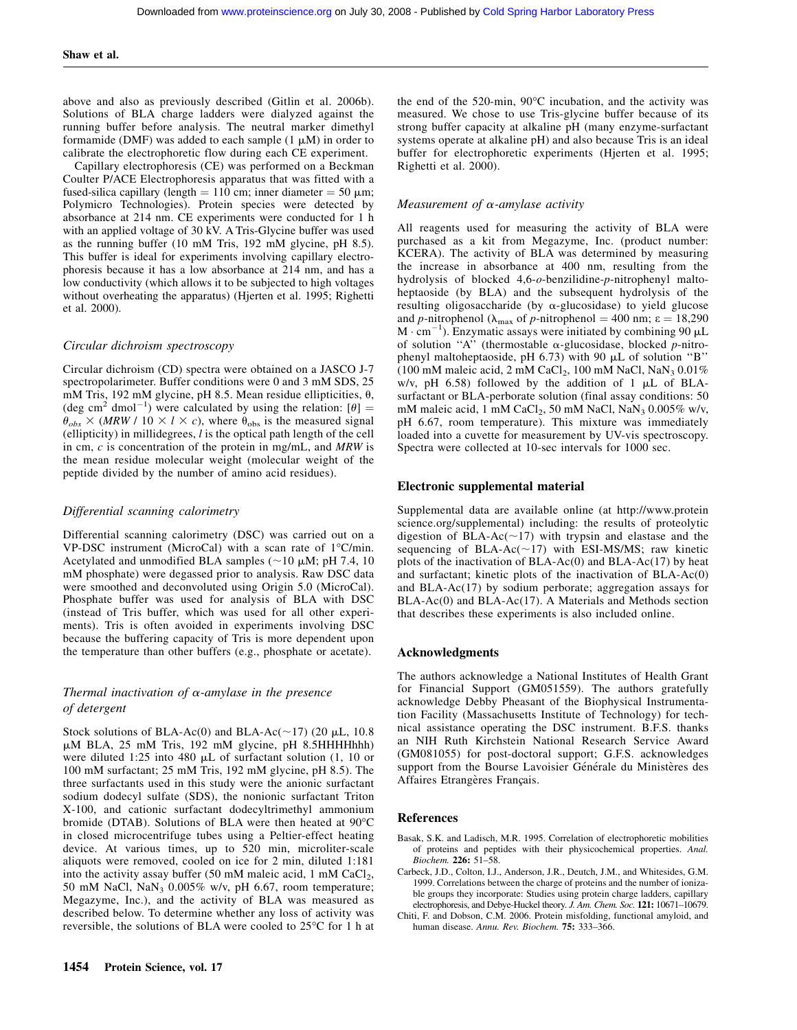above and also as previously described (Gitlin et al. 2006b). Solutions of BLA charge ladders were dialyzed against the running buffer before analysis. The neutral marker dimethyl formamide (DMF) was added to each sample (1 μM) in order to calibrate the electrophoretic flow during each CE experiment.

Capillary electrophoresis (CE) was performed on a Beckman Coulter P/ACE Electrophoresis apparatus that was fitted with a fused-silica capillary (length = 110 cm; inner diameter = 50 μm; Polymicro Technologies). Protein species were detected by absorbance at 214 nm. CE experiments were conducted for 1 h with an applied voltage of 30 kV. A Tris-Glycine buffer was used as the running buffer (10 mM Tris, 192 mM glycine, pH 8.5). This buffer is ideal for experiments involving capillary electrophoresis because it has a low absorbance at 214 nm, and has a low conductivity (which allows it to be subjected to high voltages without overheating the apparatus) (Hjerten et al. 1995; Righetti et al. 2000).

### *Circular dichroism spectroscopy*

Circular dichroism (CD) spectra were obtained on a JASCO J-7 spectropolarimeter. Buffer conditions were 0 and 3 mM SDS, 25 mM Tris, 192 mM glycine, pH 8.5. Mean residue ellipticities, θ, (deg $cm^2$ $dmol^{-1}$) were calculated by using the relation: $[\theta] = \theta_{obs} \times (MRW / 10 \times l \times c)$, where $\theta_{obs}$ is the measured signal (ellipticity) in millidegrees, $l$ is the optical path length of the cell in cm, $c$ is concentration of the protein in mg/mL, and *MRW* is the mean residue molecular weight (molecular weight of the peptide divided by the number of amino acid residues).

### *Differential scanning calorimetry*

Differential scanning calorimetry (DSC) was carried out on a VP-DSC instrument (MicroCal) with a scan rate of 1°C/min. Acetylated and unmodified BLA samples (~10 μM; pH 7.4, 10 mM phosphate) were degassed prior to analysis. Raw DSC data were smoothed and deconvoluted using Origin 5.0 (MicroCal). Phosphate buffer was used for analysis of BLA with DSC (instead of Tris buffer, which was used for all other experiments). Tris is often avoided in experiments involving DSC because the buffering capacity of Tris is more dependent upon the temperature than other buffers (e.g., phosphate or acetate).

### *Thermal inactivation of α-amylase in the presence of detergent*

Stock solutions of BLA-Ac(0) and BLA-Ac(~17) (20 μL, 10.8 μM BLA, 25 mM Tris, 192 mM glycine, pH 8.5HHHHhhh) were diluted 1:25 into 480 μL of surfactant solution (1, 10 or 100 mM surfactant; 25 mM Tris, 192 mM glycine, pH 8.5). The three surfactants used in this study were the anionic surfactant sodium dodecyl sulfate (SDS), the nonionic surfactant Triton X-100, and cationic surfactant dodecyltrimethyl ammonium bromide (DTAB). Solutions of BLA were then heated at 90°C in closed microcentrifuge tubes using a Peltier-effect heating device. At various times, up to 520 min, microliter-scale aliquots were removed, cooled on ice for 2 min, diluted 1:181 into the activity assay buffer (50 mM maleic acid, 1 mM $CaCl_2$, 50 mM NaCl, $NaN_3$ 0.005% w/v, pH 6.67, room temperature; Megazyme, Inc.), and the activity of BLA was measured as described below. To determine whether any loss of activity was reversible, the solutions of BLA were cooled to 25°C for 1 h at the end of the 520-min, 90°C incubation, and the activity was measured. We chose to use Tris-glycine buffer because of its strong buffer capacity at alkaline pH (many enzyme-surfactant systems operate at alkaline pH) and also because Tris is an ideal buffer for electrophoretic experiments (Hjerten et al. 1995; Righetti et al. 2000).

### *Measurement of α-amylase activity*

All reagents used for measuring the activity of BLA were purchased as a kit from Megazyme, Inc. (product number: KCERA). The activity of BLA was determined by measuring the increase in absorbance at 400 nm, resulting from the hydrolysis of blocked 4,6-*o*-benzilidine-*p*-nitrophenyl maltoheptaoside (by BLA) and the subsequent hydrolysis of the resulting oligosaccharide (by α-glucosidase) to yield glucose and *p*-nitrophenol ($\lambda_{max}$ of *p*-nitrophenol = 400 nm; ε = 18,290 $M \cdot cm^{-1}$). Enzymatic assays were initiated by combining 90 μL of solution "A" (thermostable α-glucosidase, blocked *p*-nitrophenyl maltoheptaoside, pH 6.73) with 90 μL of solution "B" (100 mM maleic acid, 2 mM $CaCl_2$, 100 mM NaCl, $NaN_3$ 0.01% w/v, pH 6.58) followed by the addition of 1 μL of BLA-surfactant or BLA-perborate solution (final assay conditions: 50 mM maleic acid, 1 mM $CaCl_2$, 50 mM NaCl, $NaN_3$ 0.005% w/v, pH 6.67, room temperature). This mixture was immediately loaded into a cuvette for measurement by UV-vis spectroscopy. Spectra were collected at 10-sec intervals for 1000 sec.

## Electronic supplemental material

Supplemental data are available online (at http://www.proteinscience.org/supplemental) including: the results of proteolytic digestion of BLA-Ac(~17) with trypsin and elastase and the sequencing of BLA-Ac(~17) with ESI-MS/MS; raw kinetic plots of the inactivation of BLA-Ac(0) and BLA-Ac(17) by heat and surfactant; kinetic plots of the inactivation of BLA-Ac(0) and BLA-Ac(17) by sodium perborate; aggregation assays for BLA-Ac(0) and BLA-Ac(17). A Materials and Methods section that describes these experiments is also included online.

## Acknowledgments

The authors acknowledge a National Institutes of Health Grant for Financial Support (GM051559). The authors gratefully acknowledge Debby Pheasant of the Biophysical Instrumentation Facility (Massachusetts Institute of Technology) for technical assistance operating the DSC instrument. B.F.S. thanks an NIH Ruth Kirchstein National Research Service Award (GM081055) for post-doctoral support; G.F.S. acknowledges support from the Bourse Lavoisier Générale du Ministères des Affaires Etrangères Français.

## References

Basak, S.K. and Ladisch, M.R. 1995. Correlation of electrophoretic mobilities of proteins and peptides with their physicochemical properties. *Anal. Biochem.* **226:** 51–58.

Carbeck, J.D., Colton, I.J., Anderson, J.R., Deutch, J.M., and Whitesides, G.M. 1999. Correlations between the charge of proteins and the number of ionizable groups they incorporate: Studies using protein charge ladders, capillary electrophoresis, and Debye-Huckel theory. *J. Am. Chem. Soc.* **121:** 10671–10679.

Chiti, F. and Dobson, C.M. 2006. Protein misfolding, functional amyloid, and human disease. *Annu. Rev. Biochem.* **75:** 333–366.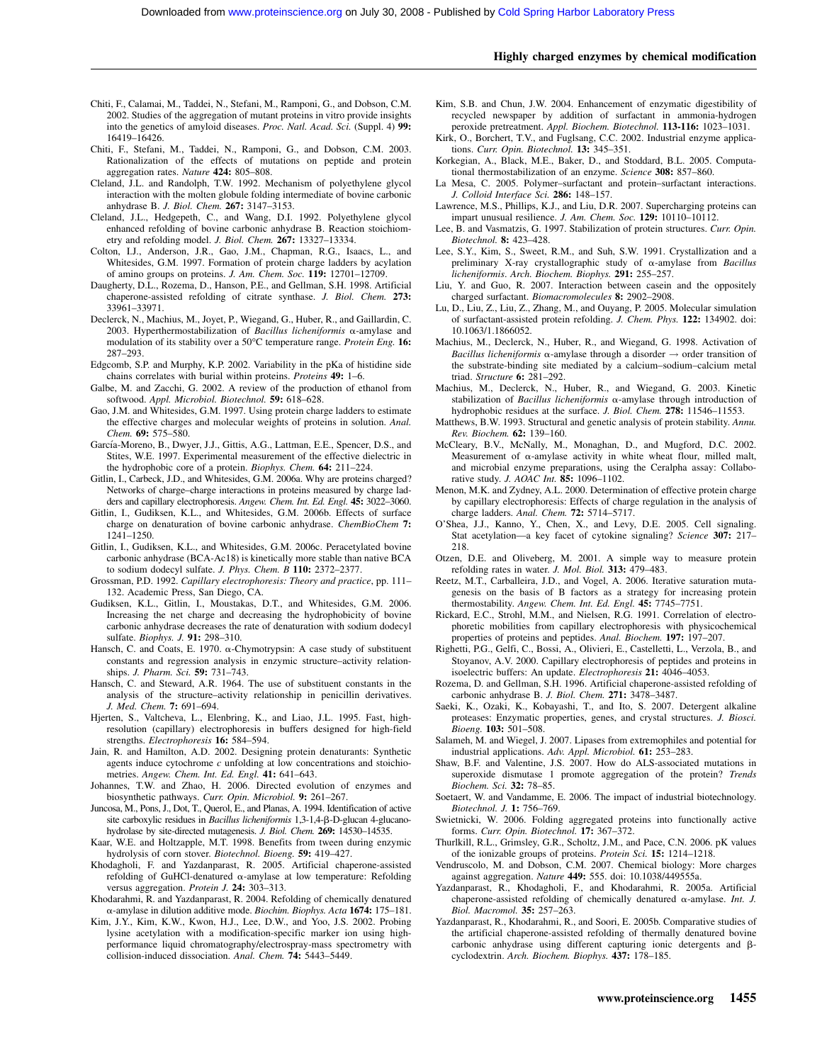Chiti, F., Calamai, M., Taddei, N., Stefani, M., Ramponi, G., and Dobson, C.M. 2002. Studies of the aggregation of mutant proteins in vitro provide insights into the genetics of amyloid diseases. *Proc. Natl. Acad. Sci.* (Suppl. 4) **99:** 16419–16426.

Chiti, F., Stefani, M., Taddei, N., Ramponi, G., and Dobson, C.M. 2003. Rationalization of the effects of mutations on peptide and protein aggregation rates. *Nature* **424:** 805–808.

Cleland, J.L. and Randolph, T.W. 1992. Mechanism of polyethylene glycol interaction with the molten globule folding intermediate of bovine carbonic anhydrase B. *J. Biol. Chem.* **267:** 3147–3153.

Cleland, J.L., Hedgepeth, C., and Wang, D.I. 1992. Polyethylene glycol enhanced refolding of bovine carbonic anhydrase B. Reaction stoichiometry and refolding model. *J. Biol. Chem.* **267:** 13327–13334.

Colton, I.J., Anderson, J.R., Gao, J.M., Chapman, R.G., Isaacs, L., and Whitesides, G.M. 1997. Formation of protein charge ladders by acylation of amino groups on proteins. *J. Am. Chem. Soc.* **119:** 12701–12709.

Daugherty, D.L., Rozema, D., Hanson, P.E., and Gellman, S.H. 1998. Artificial chaperone-assisted refolding of citrate synthase. *J. Biol. Chem.* **273:** 33961–33971.

Declerck, N., Machius, M., Joyet, P., Wiegand, G., Huber, R., and Gaillardin, C. 2003. Hyperthermostabilization of *Bacillus licheniformis* α-amylase and modulation of its stability over a 50°C temperature range. *Protein Eng.* **16:** 287–293.

Edgcomb, S.P. and Murphy, K.P. 2002. Variability in the pKa of histidine side chains correlates with burial within proteins. *Proteins* **49:** 1–6.

Galbe, M. and Zacchi, G. 2002. A review of the production of ethanol from softwood. *Appl. Microbiol. Biotechnol.* **59:** 618–628.

Gao, J.M. and Whitesides, G.M. 1997. Using protein charge ladders to estimate the effective charges and molecular weights of proteins in solution. *Anal. Chem.* **69:** 575–580.

García-Moreno, B., Dwyer, J.J., Gittis, A.G., Lattman, E.E., Spencer, D.S., and Stites, W.E. 1997. Experimental measurement of the effective dielectric in the hydrophobic core of a protein. *Biophys. Chem.* **64:** 211–224.

Gitlin, I., Carbeck, J.D., and Whitesides, G.M. 2006a. Why are proteins charged? Networks of charge–charge interactions in proteins measured by charge ladders and capillary electrophoresis. *Angew. Chem. Int. Ed. Engl.* **45:** 3022–3060.

Gitlin, I., Gudiksen, K.L., and Whitesides, G.M. 2006b. Effects of surface charge on denaturation of bovine carbonic anhydrase. *ChemBioChem* **7:** 1241–1250.

Gitlin, I., Gudiksen, K.L., and Whitesides, G.M. 2006c. Peracetylated bovine carbonic anhydrase (BCA-Ac18) is kinetically more stable than native BCA to sodium dodecyl sulfate. *J. Phys. Chem. B* **110:** 2372–2377.

Grossman, P.D. 1992. *Capillary electrophoresis: Theory and practice*, pp. 111–132. Academic Press, San Diego, CA.

Gudiksen, K.L., Gitlin, I., Moustakas, D.T., and Whitesides, G.M. 2006. Increasing the net charge and decreasing the hydrophobicity of bovine carbonic anhydrase decreases the rate of denaturation with sodium dodecyl sulfate. *Biophys. J.* **91:** 298–310.

Hansch, C. and Coats, E. 1970. α-Chymotrypsin: A case study of substituent constants and regression analysis in enzymic structure–activity relationships. *J. Pharm. Sci.* **59:** 731–743.

Hansch, C. and Steward, A.R. 1964. The use of substituent constants in the analysis of the structure–activity relationship in penicillin derivatives. *J. Med. Chem.* **7:** 691–694.

Hjerten, S., Valtcheva, L., Elenbring, K., and Liao, J.L. 1995. Fast, high-resolution (capillary) electrophoresis in buffers designed for high-field strengths. *Electrophoresis* **16:** 584–594.

Jain, R. and Hamilton, A.D. 2002. Designing protein denaturants: Synthetic agents induce cytochrome *c* unfolding at low concentrations and stoichiometries. *Angew. Chem. Int. Ed. Engl.* **41:** 641–643.

Johannes, T.W. and Zhao, H. 2006. Directed evolution of enzymes and biosynthetic pathways. *Curr. Opin. Microbiol.* **9:** 261–267.

Juncosa, M., Pons, J., Dot, T., Querol, E., and Planas, A. 1994. Identification of active site carboxylic residues in *Bacillus licheniformis* 1,3-1,4-β-D-glucan 4-glucanohydrolase by site-directed mutagenesis. *J. Biol. Chem.* **269:** 14530–14535.

Kaar, W.E. and Holtzapple, M.T. 1998. Benefits from tween during enzymic hydrolysis of corn stover. *Biotechnol. Bioeng.* **59:** 419–427.

Khodagholi, F. and Yazdanparast, R. 2005. Artificial chaperone-assisted refolding of GuHCl-denatured α-amylase at low temperature: Refolding versus aggregation. *Protein J.* **24:** 303–313.

Khodarahmi, R. and Yazdanparast, R. 2004. Refolding of chemically denatured α-amylase in dilution additive mode. *Biochim. Biophys. Acta* **1674:** 175–181.

Kim, J.Y., Kim, K.W., Kwon, H.J., Lee, D.W., and Yoo, J.S. 2002. Probing lysine acetylation with a modification-specific marker ion using high-performance liquid chromatography/electrospray-mass spectrometry with collision-induced dissociation. *Anal. Chem.* **74:** 5443–5449.

Kim, S.B. and Chun, J.W. 2004. Enhancement of enzymatic digestibility of recycled newspaper by addition of surfactant in ammonia-hydrogen peroxide pretreatment. *Appl. Biochem. Biotechnol.* **113-116:** 1023–1031.

Kirk, O., Borchert, T.V., and Fuglsang, C.C. 2002. Industrial enzyme applications. *Curr. Opin. Biotechnol.* **13:** 345–351.

Korkegian, A., Black, M.E., Baker, D., and Stoddard, B.L. 2005. Computational thermostabilization of an enzyme. *Science* **308:** 857–860.

La Mesa, C. 2005. Polymer–surfactant and protein–surfactant interactions. *J. Colloid Interface Sci.* **286:** 148–157.

Lawrence, M.S., Phillips, K.J., and Liu, D.R. 2007. Supercharging proteins can impart unusual resilience. *J. Am. Chem. Soc.* **129:** 10110–10112.

Lee, B. and Vasmatzis, G. 1997. Stabilization of protein structures. *Curr. Opin. Biotechnol.* **8:** 423–428.

Lee, S.Y., Kim, S., Sweet, R.M., and Suh, S.W. 1991. Crystallization and a preliminary X-ray crystallographic study of α-amylase from *Bacillus licheniformis*. *Arch. Biochem. Biophys.* **291:** 255–257.

Liu, Y. and Guo, R. 2007. Interaction between casein and the oppositely charged surfactant. *Biomacromolecules* **8:** 2902–2908.

Lu, D., Liu, Z., Liu, Z., Zhang, M., and Ouyang, P. 2005. Molecular simulation of surfactant-assisted protein refolding. *J. Chem. Phys.* **122:** 134902. doi: 10.1063/1.1866052.

Machius, M., Declerck, N., Huber, R., and Wiegand, G. 1998. Activation of *Bacillus licheniformis* α-amylase through a disorder → order transition of the substrate-binding site mediated by a calcium–sodium–calcium metal triad. *Structure* **6:** 281–292.

Machius, M., Declerck, N., Huber, R., and Wiegand, G. 2003. Kinetic stabilization of *Bacillus licheniformis* α-amylase through introduction of hydrophobic residues at the surface. *J. Biol. Chem.* **278:** 11546–11553.

Matthews, B.W. 1993. Structural and genetic analysis of protein stability. *Annu. Rev. Biochem.* **62:** 139–160.

McCleary, B.V., McNally, M., Monaghan, D., and Mugford, D.C. 2002. Measurement of α-amylase activity in white wheat flour, milled malt, and microbial enzyme preparations, using the Ceralpha assay: Collaborative study. *J. AOAC Int.* **85:** 1096–1102.

Menon, M.K. and Zydney, A.L. 2000. Determination of effective protein charge by capillary electrophoresis: Effects of charge regulation in the analysis of charge ladders. *Anal. Chem.* **72:** 5714–5717.

O'Shea, J.J., Kanno, Y., Chen, X., and Levy, D.E. 2005. Cell signaling. Stat acetylation—a key facet of cytokine signaling? *Science* **307:** 217–218.

Otzen, D.E. and Oliveberg, M. 2001. A simple way to measure protein refolding rates in water. *J. Mol. Biol.* **313:** 479–483.

Reetz, M.T., Carballeira, J.D., and Vogel, A. 2006. Iterative saturation mutagenesis on the basis of B factors as a strategy for increasing protein thermostability. *Angew. Chem. Int. Ed. Engl.* **45:** 7745–7751.

Rickard, E.C., Strohl, M.M., and Nielsen, R.G. 1991. Correlation of electrophoretic mobilities from capillary electrophoresis with physicochemical properties of proteins and peptides. *Anal. Biochem.* **197:** 197–207.

Righetti, P.G., Gelfi, C., Bossi, A., Olivieri, E., Castelletti, L., Verzola, B., and Stoyanov, A.V. 2000. Capillary electrophoresis of peptides and proteins in isoelectric buffers: An update. *Electrophoresis* **21:** 4046–4053.

Rozema, D. and Gellman, S.H. 1996. Artificial chaperone-assisted refolding of carbonic anhydrase B. *J. Biol. Chem.* **271:** 3478–3487.

Saeki, K., Ozaki, K., Kobayashi, T., and Ito, S. 2007. Detergent alkaline proteases: Enzymatic properties, genes, and crystal structures. *J. Biosci. Bioeng.* **103:** 501–508.

Salameh, M. and Wiegel, J. 2007. Lipases from extremophiles and potential for industrial applications. *Adv. Appl. Microbiol.* **61:** 253–283.

Shaw, B.F. and Valentine, J.S. 2007. How do ALS-associated mutations in superoxide dismutase 1 promote aggregation of the protein? *Trends Biochem. Sci.* **32:** 78–85.

Soetaert, W. and Vandamme, E. 2006. The impact of industrial biotechnology. *Biotechnol. J.* **1:** 756–769.

Swietnicki, W. 2006. Folding aggregated proteins into functionally active forms. *Curr. Opin. Biotechnol.* **17:** 367–372.

Thurlkill, R.L., Grimsley, G.R., Scholtz, J.M., and Pace, C.N. 2006. pK values of the ionizable groups of proteins. *Protein Sci.* **15:** 1214–1218.

Vendruscolo, M. and Dobson, C.M. 2007. Chemical biology: More charges against aggregation. *Nature* **449:** 555. doi: 10.1038/449555a.

Yazdanparast, R., Khodagholi, F., and Khodarahmi, R. 2005a. Artificial chaperone-assisted refolding of chemically denatured α-amylase. *Int. J. Biol. Macromol.* **35:** 257–263.

Yazdanparast, R., Khodarahmi, R., and Soori, E. 2005b. Comparative studies of the artificial chaperone-assisted refolding of thermally denatured bovine carbonic anhydrase using different capturing ionic detergents and β-cyclodextrin. *Arch. Biochem. Biophys.* **437:** 178–185.